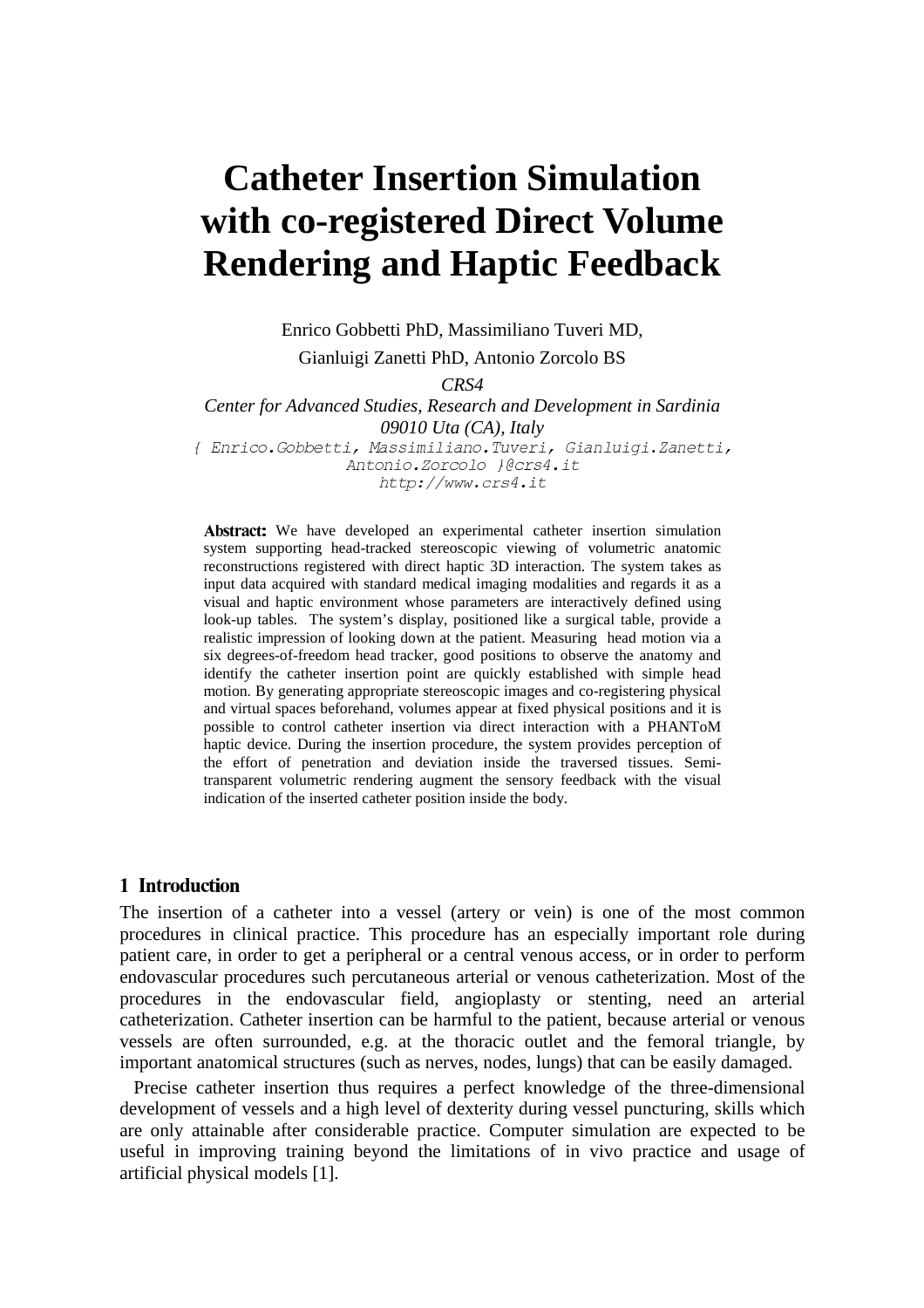# Catheter Insertion Simulation with co-registered Direct Volume Rendering and Haptic Feedback

Enrico Gobbetti PhD, Massimiliano Tuveri MD,

Gianluigi Zanetti PhD, Antonio Zorcolo BS

*CRS4*

*Center for Advanced Studies, Research and Development in Sardinia*

*09010 Uta (CA), Italy*

{ Enrico.Gobbetti, Massimiliano.Tuveri, Gianluigi.Zanetti, Antonio.Zorcolo }@crs4.it

http://www.crs4.it

**Abstract:** We have developed an experimental catheter insertion simulation system supporting head-tracked stereoscopic viewing of volumetric anatomic reconstructions registered with direct haptic 3D interaction. The system takes as input data acquired with standard medical imaging modalities and regards it as a visual and haptic environment whose parameters are interactively defined using look-up tables. The system's display, positioned like a surgical table, provide a realistic impression of looking down at the patient. Measuring head motion via a six degrees-of-freedom head tracker, good positions to observe the anatomy and identify the catheter insertion point are quickly established with simple head motion. By generating appropriate stereoscopic images and co-registering physical and virtual spaces beforehand, volumes appear at fixed physical positions and it is possible to control catheter insertion via direct interaction with a PHANToM haptic device. During the insertion procedure, the system provides perception of the effort of penetration and deviation inside the traversed tissues. Semi-transparent volumetric rendering augment the sensory feedback with the visual indication of the inserted catheter position inside the body.

## 1 Introduction

The insertion of a catheter into a vessel (artery or vein) is one of the most common procedures in clinical practice. This procedure has an especially important role during patient care, in order to get a peripheral or a central venous access, or in order to perform endovascular procedures such percutaneous arterial or venous catheterization. Most of the procedures in the endovascular field, angioplasty or stenting, need an arterial catheterization. Catheter insertion can be harmful to the patient, because arterial or venous vessels are often surrounded, e.g. at the thoracic outlet and the femoral triangle, by important anatomical structures (such as nerves, nodes, lungs) that can be easily damaged.

Precise catheter insertion thus requires a perfect knowledge of the three-dimensional development of vessels and a high level of dexterity during vessel puncturing, skills which are only attainable after considerable practice. Computer simulation are expected to be useful in improving training beyond the limitations of in vivo practice and usage of artificial physical models [1].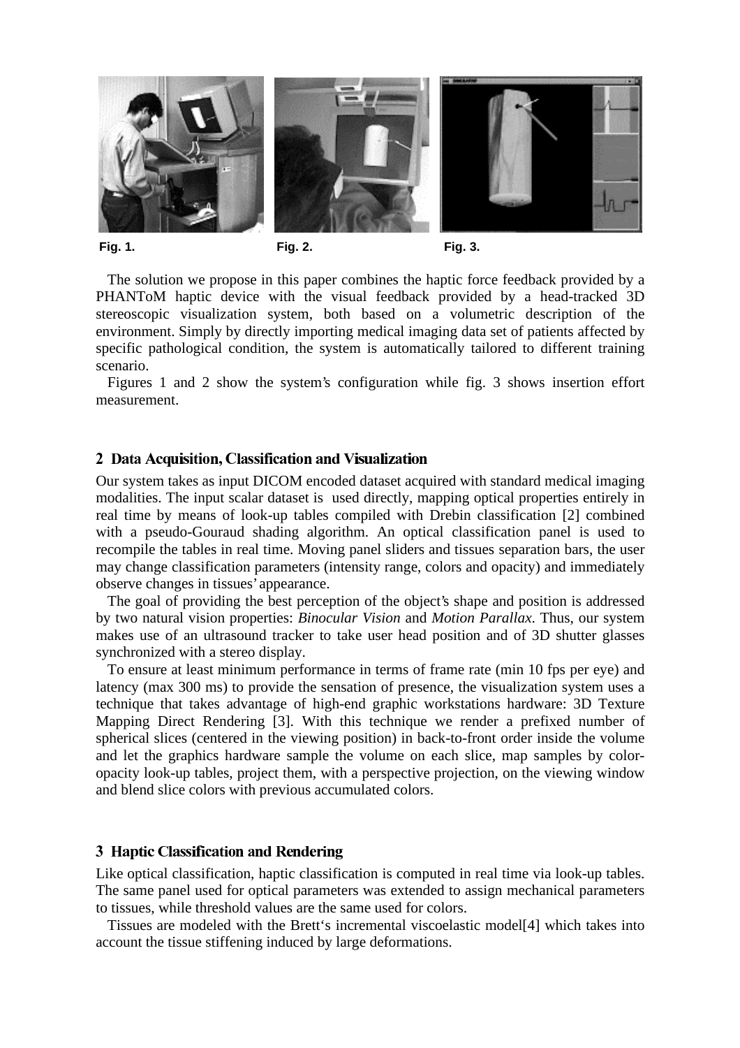Fig. 1. Fig. 2. Fig. 3.

The solution we propose in this paper combines the haptic force feedback provided by a PHANToM haptic device with the visual feedback provided by a head-tracked 3D stereoscopic visualization system, both based on a volumetric description of the environment. Simply by directly importing medical imaging data set of patients affected by specific pathological condition, the system is automatically tailored to different training scenario.

Figures 1 and 2 show the system's configuration while fig. 3 shows insertion effort measurement.

## 2 Data Acquisition, Classification and Visualization

Our system takes as input DICOM encoded dataset acquired with standard medical imaging modalities. The input scalar dataset is used directly, mapping optical properties entirely in real time by means of look-up tables compiled with Drebin classification [2] combined with a pseudo-Gouraud shading algorithm. An optical classification panel is used to recompile the tables in real time. Moving panel sliders and tissues separation bars, the user may change classification parameters (intensity range, colors and opacity) and immediately observe changes in tissues' appearance.

The goal of providing the best perception of the object's shape and position is addressed by two natural vision properties: *Binocular Vision* and *Motion Parallax*. Thus, our system makes use of an ultrasound tracker to take user head position and of 3D shutter glasses synchronized with a stereo display.

To ensure at least minimum performance in terms of frame rate (min 10 fps per eye) and latency (max 300 ms) to provide the sensation of presence, the visualization system uses a technique that takes advantage of high-end graphic workstations hardware: 3D Texture Mapping Direct Rendering [3]. With this technique we render a prefixed number of spherical slices (centered in the viewing position) in back-to-front order inside the volume and let the graphics hardware sample the volume on each slice, map samples by color-opacity look-up tables, project them, with a perspective projection, on the viewing window and blend slice colors with previous accumulated colors.

## 3 Haptic Classification and Rendering

Like optical classification, haptic classification is computed in real time via look-up tables. The same panel used for optical parameters was extended to assign mechanical parameters to tissues, while threshold values are the same used for colors.

Tissues are modeled with the Brett's incremental viscoelastic model[4] which takes into account the tissue stiffening induced by large deformations.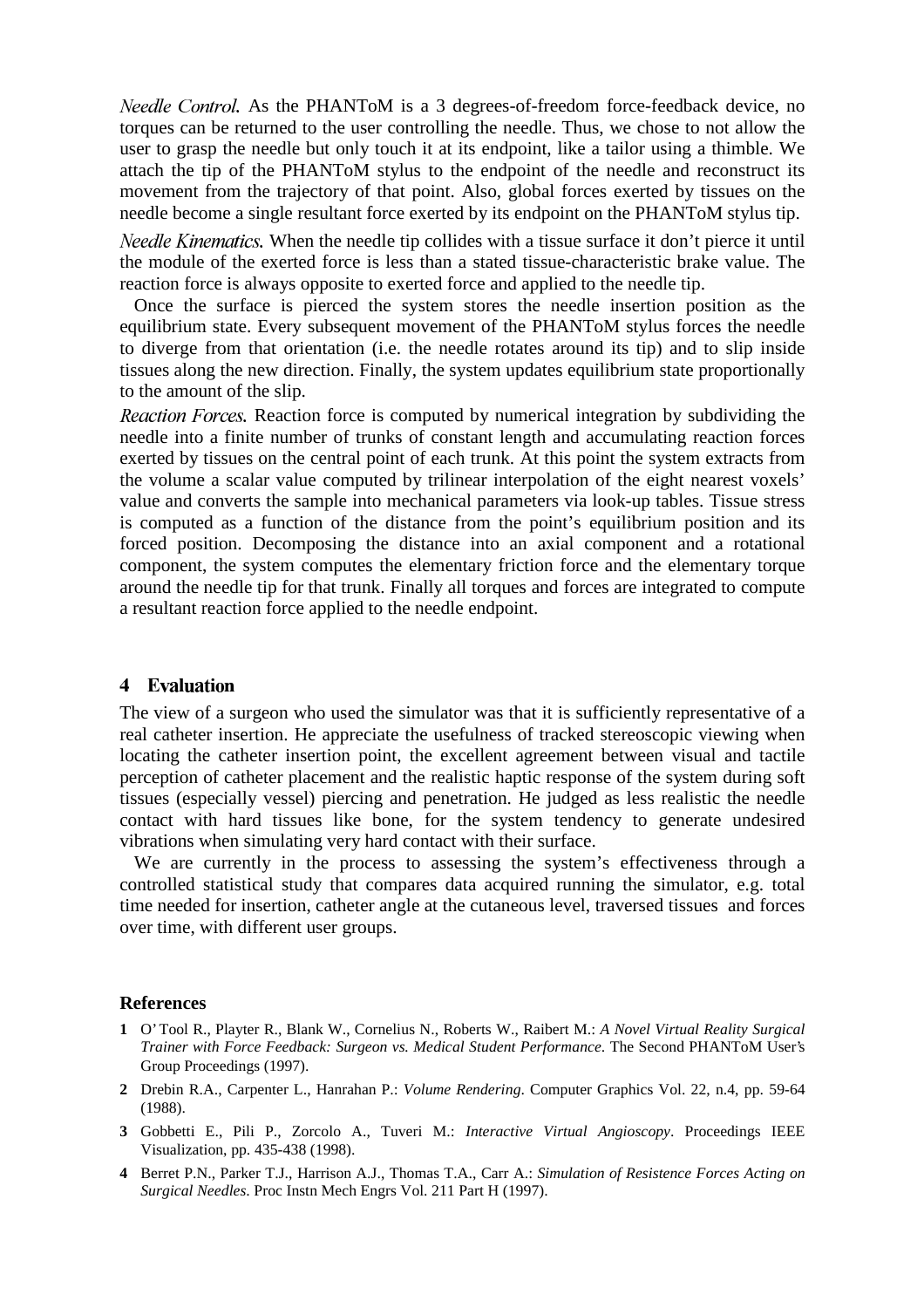*Needle Control.* As the PHANToM is a 3 degrees-of-freedom force-feedback device, no torques can be returned to the user controlling the needle. Thus, we chose to not allow the user to grasp the needle but only touch it at its endpoint, like a tailor using a thimble. We attach the tip of the PHANToM stylus to the endpoint of the needle and reconstruct its movement from the trajectory of that point. Also, global forces exerted by tissues on the needle become a single resultant force exerted by its endpoint on the PHANToM stylus tip.

*Needle Kinematics.* When the needle tip collides with a tissue surface it don't pierce it until the module of the exerted force is less than a stated tissue-characteristic brake value. The reaction force is always opposite to exerted force and applied to the needle tip.

Once the surface is pierced the system stores the needle insertion position as the equilibrium state. Every subsequent movement of the PHANToM stylus forces the needle to diverge from that orientation (i.e. the needle rotates around its tip) and to slip inside tissues along the new direction. Finally, the system updates equilibrium state proportionally to the amount of the slip.

*Reaction Forces.* Reaction force is computed by numerical integration by subdividing the needle into a finite number of trunks of constant length and accumulating reaction forces exerted by tissues on the central point of each trunk. At this point the system extracts from the volume a scalar value computed by trilinear interpolation of the eight nearest voxels' value and converts the sample into mechanical parameters via look-up tables. Tissue stress is computed as a function of the distance from the point's equilibrium position and its forced position. Decomposing the distance into an axial component and a rotational component, the system computes the elementary friction force and the elementary torque around the needle tip for that trunk. Finally all torques and forces are integrated to compute a resultant reaction force applied to the needle endpoint.

## 4 Evaluation

The view of a surgeon who used the simulator was that it is sufficiently representative of a real catheter insertion. He appreciate the usefulness of tracked stereoscopic viewing when locating the catheter insertion point, the excellent agreement between visual and tactile perception of catheter placement and the realistic haptic response of the system during soft tissues (especially vessel) piercing and penetration. He judged as less realistic the needle contact with hard tissues like bone, for the system tendency to generate undesired vibrations when simulating very hard contact with their surface.

We are currently in the process to assessing the system's effectiveness through a controlled statistical study that compares data acquired running the simulator, e.g. total time needed for insertion, catheter angle at the cutaneous level, traversed tissues and forces over time, with different user groups.

### References

1. O' Tool R., Playter R., Blank W., Cornelius N., Roberts W., Raibert M.: *A Novel Virtual Reality Surgical Trainer with Force Feedback: Surgeon vs. Medical Student Performance*. The Second PHANToM User's Group Proceedings (1997).
2. Drebin R.A., Carpenter L., Hanrahan P.: *Volume Rendering*. Computer Graphics Vol. 22, n.4, pp. 59-64 (1988).
3. Gobbetti E., Pili P., Zorcolo A., Tuveri M.: *Interactive Virtual Angioscopy*. Proceedings IEEE Visualization, pp. 435-438 (1998).
4. Berret P.N., Parker T.J., Harrison A.J., Thomas T.A., Carr A.: *Simulation of Resistence Forces Acting on Surgical Needles*. Proc Instn Mech Engrs Vol. 211 Part H (1997).